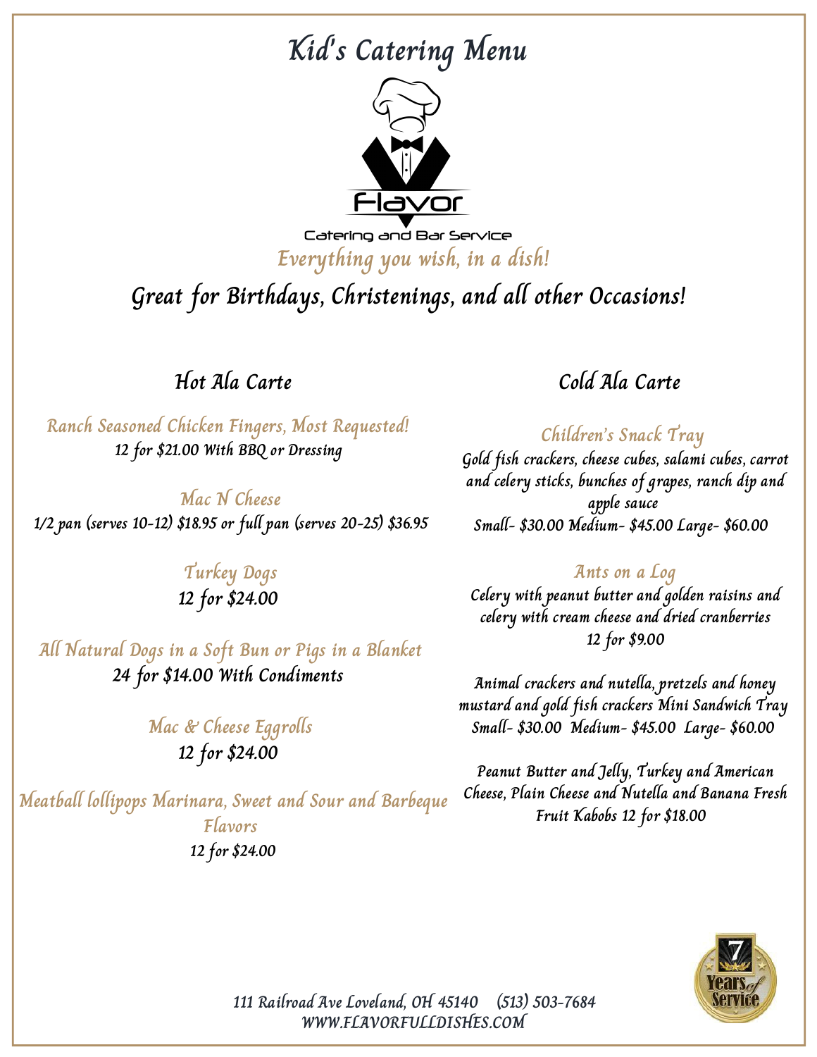# Kid's Catering Menu

Flavor

Catering and Bar Service

*Everything you wish, in a dish!*

## Great for Birthdays, Christenings, and all other Occasions!

## Hot Ala Carte

### Ranch Seasoned Chicken Fingers, Most Requested!

12 for $21.00 With BBQ or Dressing

### Mac N Cheese

1/2 pan (serves 10-12) $18.95 or full pan (serves 20-25) $36.95

### Turkey Dogs

12 for $24.00

### All Natural Dogs in a Soft Bun or Pigs in a Blanket

24 for $14.00 With Condiments

### Mac & Cheese Eggrolls

12 for $24.00

### Meatball lollipops Marinara, Sweet and Sour and Barbeque Flavors

12 for $24.00

## Cold Ala Carte

### Children's Snack Tray

Gold fish crackers, cheese cubes, salami cubes, carrot and celery sticks, bunches of grapes, ranch dip and apple sauce

Small- $30.00 Medium- $45.00 Large- $60.00

### Ants on a Log

Celery with peanut butter and golden raisins and celery with cream cheese and dried cranberries

12 for $9.00

Animal crackers and nutella, pretzels and honey mustard and gold fish crackers Mini Sandwich Tray

Small- $30.00 Medium- $45.00 Large- $60.00

Peanut Butter and Jelly, Turkey and American Cheese, Plain Cheese and Nutella and Banana Fresh Fruit Kabobs 12 for $18.00

7 Years of Service

111 Railroad Ave Loveland, OH 45140 (513) 503-7684

WWW.FLAVORFULLDISHES.COM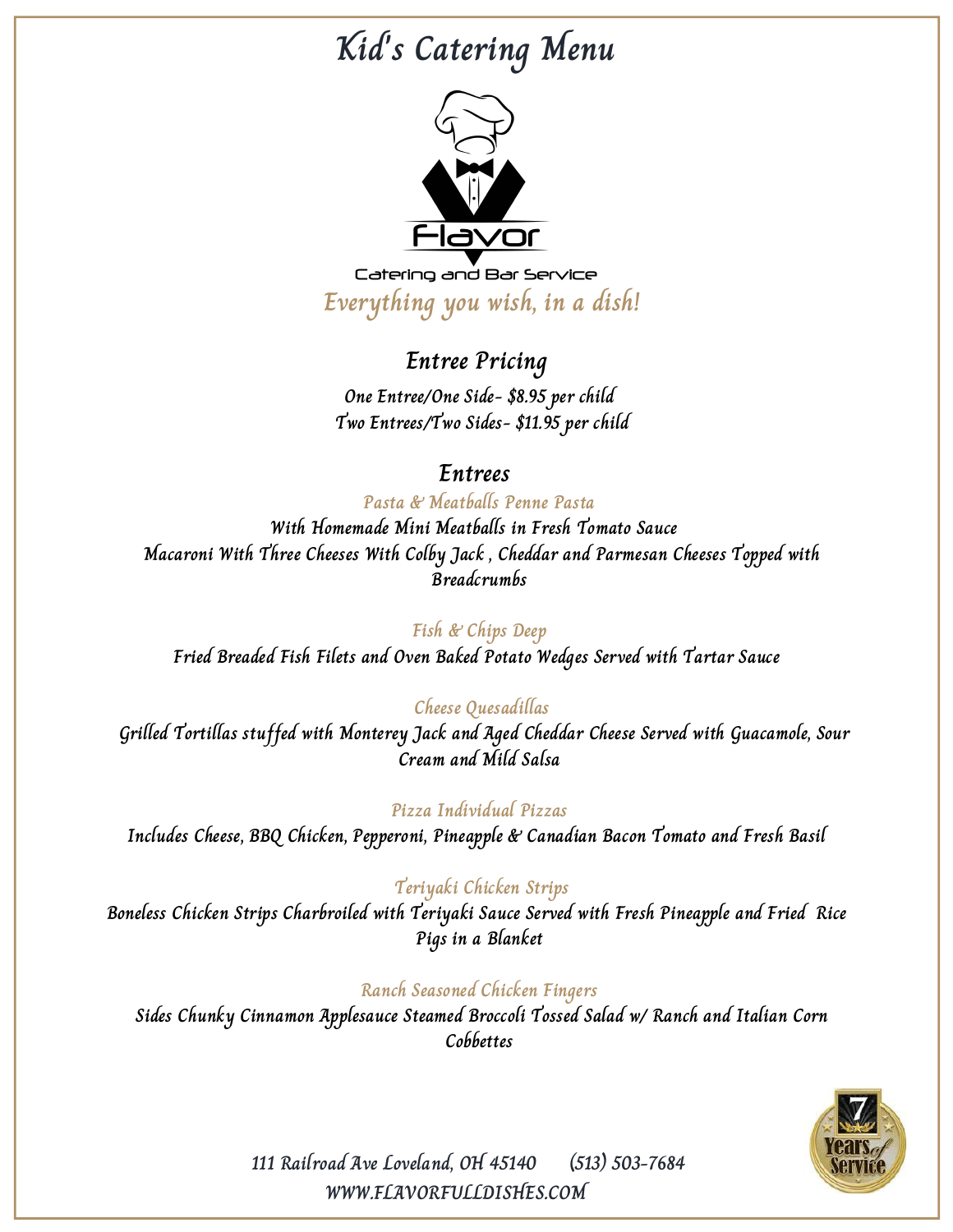# Kid's Catering Menu

Flavor

Catering and Bar Service

*Everything you wish, in a dish!*

## Entree Pricing

One Entree/One Side- $8.95 per child
Two Entrees/Two Sides- $11.95 per child

## Entrees

*Pasta & Meatballs Penne Pasta*

With Homemade Mini Meatballs in Fresh Tomato Sauce
Macaroni With Three Cheeses With Colby Jack , Cheddar and Parmesan Cheeses Topped with Breadcrumbs

*Fish & Chips Deep*

Fried Breaded Fish Filets and Oven Baked Potato Wedges Served with Tartar Sauce

*Cheese Quesadillas*

Grilled Tortillas stuffed with Monterey Jack and Aged Cheddar Cheese Served with Guacamole, Sour Cream and Mild Salsa

*Pizza Individual Pizzas*

Includes Cheese, BBQ Chicken, Pepperoni, Pineapple & Canadian Bacon Tomato and Fresh Basil

*Teriyaki Chicken Strips*

Boneless Chicken Strips Charbroiled with Teriyaki Sauce Served with Fresh Pineapple and Fried Rice
Pigs in a Blanket

*Ranch Seasoned Chicken Fingers*

Sides Chunky Cinnamon Applesauce Steamed Broccoli Tossed Salad w/ Ranch and Italian Corn Cobbettes

7 Years of Service

111 Railroad Ave Loveland, OH 45140 (513) 503-7684
WWW.FLAVORFULLDISHES.COM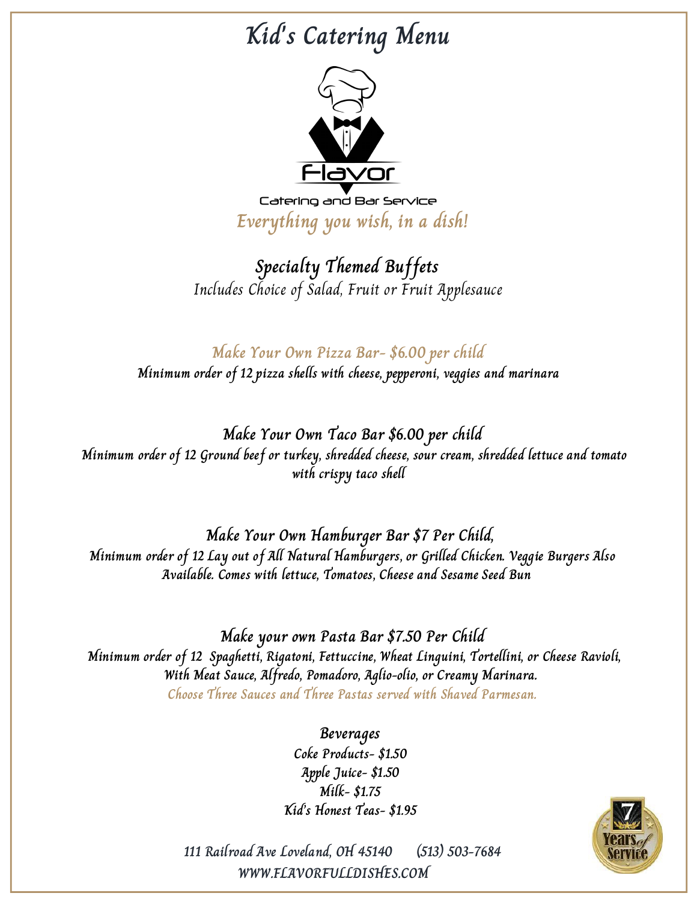# Kid's Catering Menu

Flavor

Catering and Bar Service

*Everything you wish, in a dish!*

## Specialty Themed Buffets

*Includes Choice of Salad, Fruit or Fruit Applesauce*

### Make Your Own Pizza Bar- $6.00 per child

**Minimum order of 12 pizza shells with cheese, pepperoni, veggies and marinara**

### Make Your Own Taco Bar $6.00 per child

**Minimum order of 12 Ground beef or turkey, shredded cheese, sour cream, shredded lettuce and tomato with crispy taco shell**

### Make Your Own Hamburger Bar $7 Per Child,

**Minimum order of 12 Lay out of All Natural Hamburgers, or Grilled Chicken. Veggie Burgers Also Available. Comes with lettuce, Tomatoes, Cheese and Sesame Seed Bun**

### Make your own Pasta Bar $7.50 Per Child

**Minimum order of 12 Spaghetti, Rigatoni, Fettuccine, Wheat Linguini, Tortellini, or Cheese Ravioli, With Meat Sauce, Alfredo, Pomadoro, Aglio-olio, or Creamy Marinara.**

*Choose Three Sauces and Three Pastas served with Shaved Parmesan.*

### Beverages

**Coke Products- $1.50**
**Apple Juice- $1.50**
**Milk- $1.75**
**Kid's Honest Teas- $1.95**

7 Years of Service

111 Railroad Ave Loveland, OH 45140 (513) 503-7684

WWW.FLAVORFULLDISHES.COM